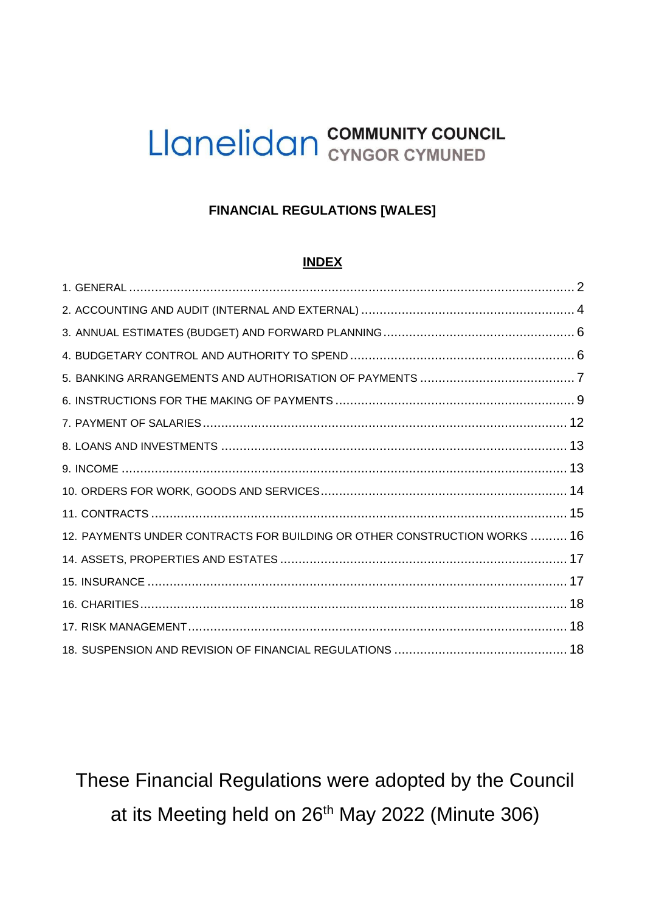# Llanelidan COMMUNITY COUNCIL CYNGOR CYMUNED

## FINANCIAL REGULATIONS [WALES]

### INDEX

1. GENERAL .......... 2
2. ACCOUNTING AND AUDIT (INTERNAL AND EXTERNAL) .......... 4
3. ANNUAL ESTIMATES (BUDGET) AND FORWARD PLANNING .......... 6
4. BUDGETARY CONTROL AND AUTHORITY TO SPEND .......... 6
5. BANKING ARRANGEMENTS AND AUTHORISATION OF PAYMENTS .......... 7
6. INSTRUCTIONS FOR THE MAKING OF PAYMENTS .......... 9
7. PAYMENT OF SALARIES .......... 12
8. LOANS AND INVESTMENTS .......... 13
9. INCOME .......... 13
10. ORDERS FOR WORK, GOODS AND SERVICES .......... 14
11. CONTRACTS .......... 15
12. PAYMENTS UNDER CONTRACTS FOR BUILDING OR OTHER CONSTRUCTION WORKS .......... 16
14. ASSETS, PROPERTIES AND ESTATES .......... 17
15. INSURANCE .......... 17
16. CHARITIES .......... 18
17. RISK MANAGEMENT .......... 18
18. SUSPENSION AND REVISION OF FINANCIAL REGULATIONS .......... 18

These Financial Regulations were adopted by the Council at its Meeting held on 26th May 2022 (Minute 306)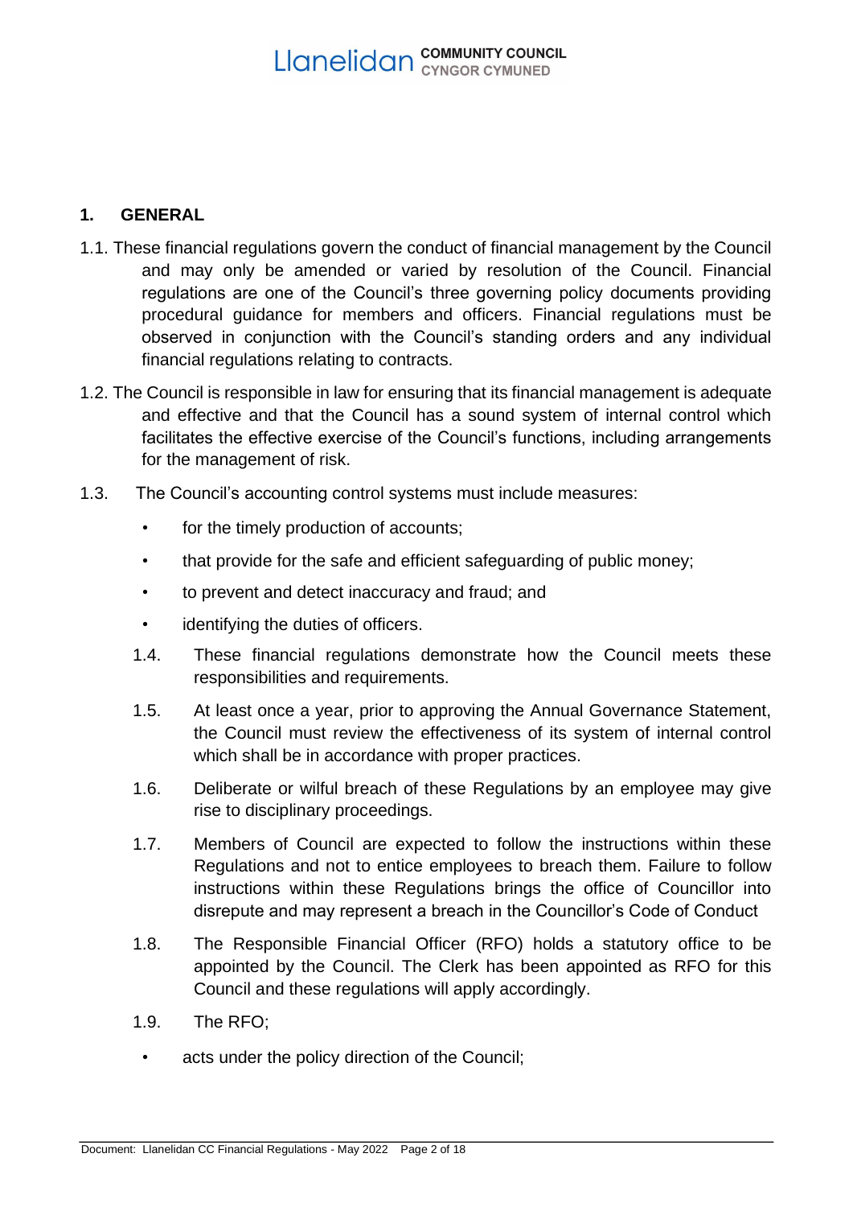## 1. GENERAL

1.1. These financial regulations govern the conduct of financial management by the Council and may only be amended or varied by resolution of the Council. Financial regulations are one of the Council's three governing policy documents providing procedural guidance for members and officers. Financial regulations must be observed in conjunction with the Council's standing orders and any individual financial regulations relating to contracts.

1.2. The Council is responsible in law for ensuring that its financial management is adequate and effective and that the Council has a sound system of internal control which facilitates the effective exercise of the Council's functions, including arrangements for the management of risk.

1.3. The Council's accounting control systems must include measures:

- for the timely production of accounts;
- that provide for the safe and efficient safeguarding of public money;
- to prevent and detect inaccuracy and fraud; and
- identifying the duties of officers.

1.4. These financial regulations demonstrate how the Council meets these responsibilities and requirements.

1.5. At least once a year, prior to approving the Annual Governance Statement, the Council must review the effectiveness of its system of internal control which shall be in accordance with proper practices.

1.6. Deliberate or wilful breach of these Regulations by an employee may give rise to disciplinary proceedings.

1.7. Members of Council are expected to follow the instructions within these Regulations and not to entice employees to breach them. Failure to follow instructions within these Regulations brings the office of Councillor into disrepute and may represent a breach in the Councillor's Code of Conduct

1.8. The Responsible Financial Officer (RFO) holds a statutory office to be appointed by the Council. The Clerk has been appointed as RFO for this Council and these regulations will apply accordingly.

1.9. The RFO;

- acts under the policy direction of the Council;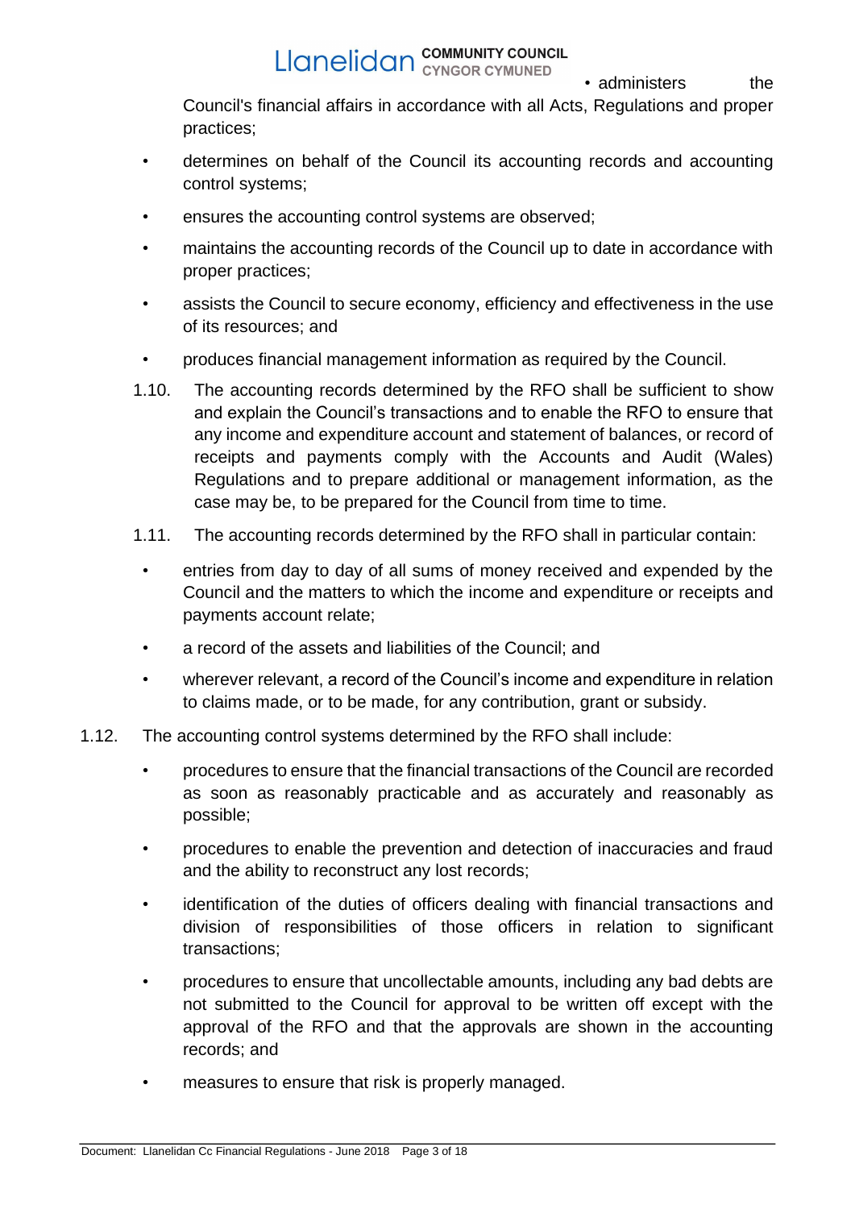- administers the Council's financial affairs in accordance with all Acts, Regulations and proper practices;
- determines on behalf of the Council its accounting records and accounting control systems;
- ensures the accounting control systems are observed;
- maintains the accounting records of the Council up to date in accordance with proper practices;
- assists the Council to secure economy, efficiency and effectiveness in the use of its resources; and
- produces financial management information as required by the Council.

1.10. The accounting records determined by the RFO shall be sufficient to show and explain the Council's transactions and to enable the RFO to ensure that any income and expenditure account and statement of balances, or record of receipts and payments comply with the Accounts and Audit (Wales) Regulations and to prepare additional or management information, as the case may be, to be prepared for the Council from time to time.

1.11. The accounting records determined by the RFO shall in particular contain:

- entries from day to day of all sums of money received and expended by the Council and the matters to which the income and expenditure or receipts and payments account relate;
- a record of the assets and liabilities of the Council; and
- wherever relevant, a record of the Council's income and expenditure in relation to claims made, or to be made, for any contribution, grant or subsidy.

1.12. The accounting control systems determined by the RFO shall include:

- procedures to ensure that the financial transactions of the Council are recorded as soon as reasonably practicable and as accurately and reasonably as possible;
- procedures to enable the prevention and detection of inaccuracies and fraud and the ability to reconstruct any lost records;
- identification of the duties of officers dealing with financial transactions and division of responsibilities of those officers in relation to significant transactions;
- procedures to ensure that uncollectable amounts, including any bad debts are not submitted to the Council for approval to be written off except with the approval of the RFO and that the approvals are shown in the accounting records; and
- measures to ensure that risk is properly managed.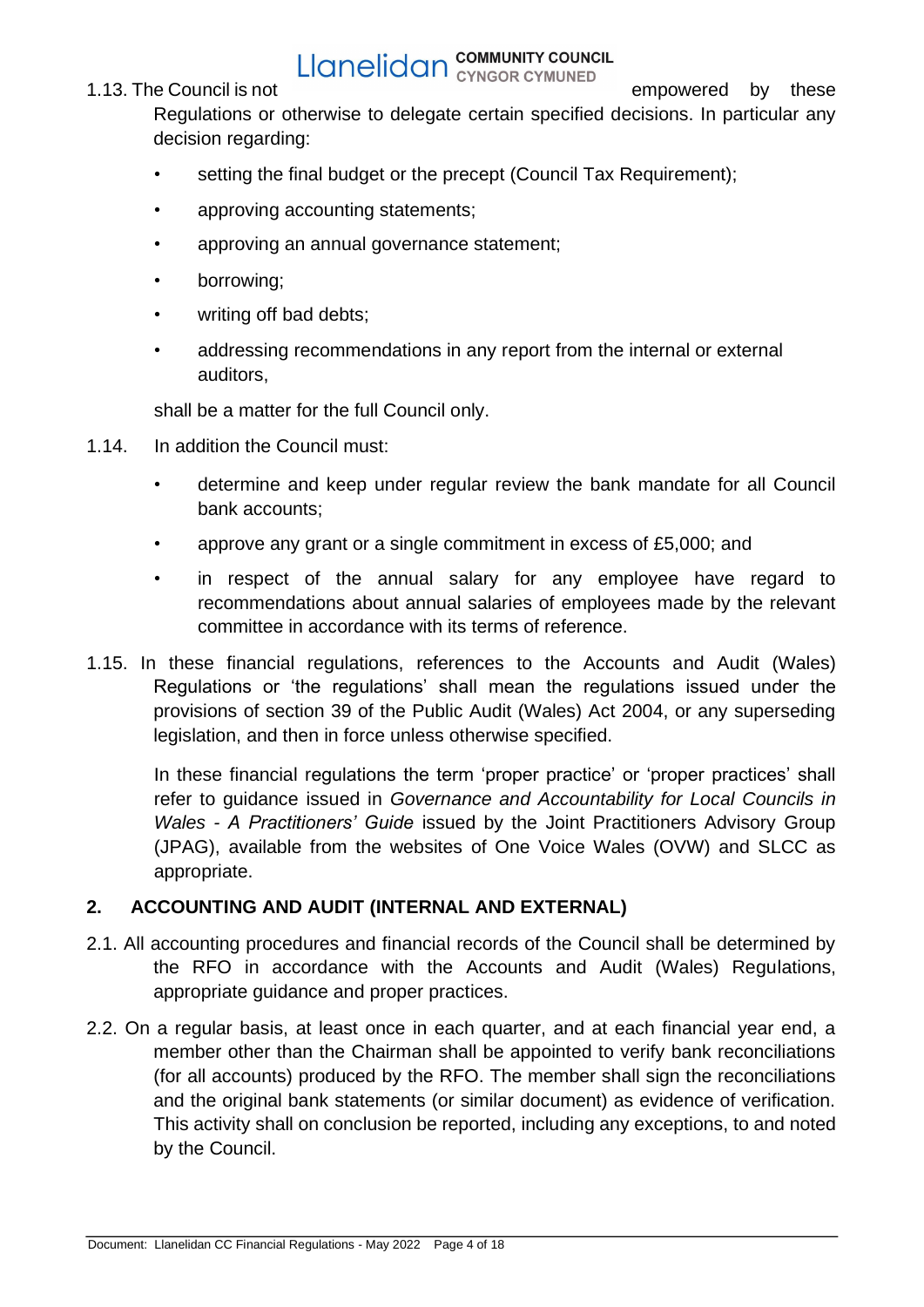1.13. The Council is not empowered by these Regulations or otherwise to delegate certain specified decisions. In particular any decision regarding:

- setting the final budget or the precept (Council Tax Requirement);
- approving accounting statements;
- approving an annual governance statement;
- borrowing;
- writing off bad debts;
- addressing recommendations in any report from the internal or external auditors,

shall be a matter for the full Council only.

1.14. In addition the Council must:

- determine and keep under regular review the bank mandate for all Council bank accounts;
- approve any grant or a single commitment in excess of £5,000; and
- in respect of the annual salary for any employee have regard to recommendations about annual salaries of employees made by the relevant committee in accordance with its terms of reference.

1.15. In these financial regulations, references to the Accounts and Audit (Wales) Regulations or 'the regulations' shall mean the regulations issued under the provisions of section 39 of the Public Audit (Wales) Act 2004, or any superseding legislation, and then in force unless otherwise specified.

In these financial regulations the term 'proper practice' or 'proper practices' shall refer to guidance issued in *Governance and Accountability for Local Councils in Wales - A Practitioners' Guide* issued by the Joint Practitioners Advisory Group (JPAG), available from the websites of One Voice Wales (OVW) and SLCC as appropriate.

## 2. ACCOUNTING AND AUDIT (INTERNAL AND EXTERNAL)

2.1. All accounting procedures and financial records of the Council shall be determined by the RFO in accordance with the Accounts and Audit (Wales) Regulations, appropriate guidance and proper practices.

2.2. On a regular basis, at least once in each quarter, and at each financial year end, a member other than the Chairman shall be appointed to verify bank reconciliations (for all accounts) produced by the RFO. The member shall sign the reconciliations and the original bank statements (or similar document) as evidence of verification. This activity shall on conclusion be reported, including any exceptions, to and noted by the Council.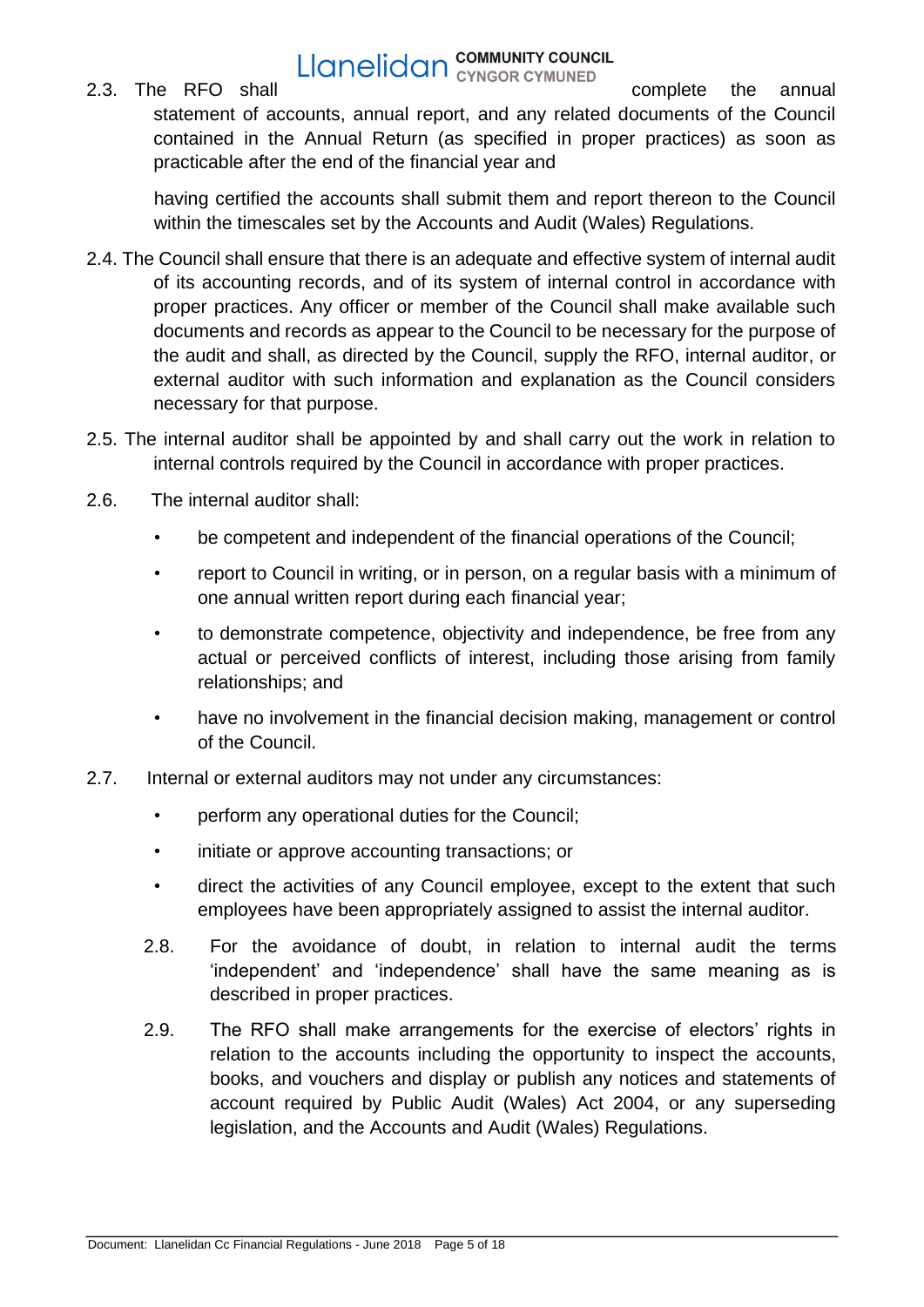2.3. The RFO shall complete the annual statement of accounts, annual report, and any related documents of the Council contained in the Annual Return (as specified in proper practices) as soon as practicable after the end of the financial year and

having certified the accounts shall submit them and report thereon to the Council within the timescales set by the Accounts and Audit (Wales) Regulations.

2.4. The Council shall ensure that there is an adequate and effective system of internal audit of its accounting records, and of its system of internal control in accordance with proper practices. Any officer or member of the Council shall make available such documents and records as appear to the Council to be necessary for the purpose of the audit and shall, as directed by the Council, supply the RFO, internal auditor, or external auditor with such information and explanation as the Council considers necessary for that purpose.

2.5. The internal auditor shall be appointed by and shall carry out the work in relation to internal controls required by the Council in accordance with proper practices.

2.6. The internal auditor shall:

- be competent and independent of the financial operations of the Council;
- report to Council in writing, or in person, on a regular basis with a minimum of one annual written report during each financial year;
- to demonstrate competence, objectivity and independence, be free from any actual or perceived conflicts of interest, including those arising from family relationships; and
- have no involvement in the financial decision making, management or control of the Council.

2.7. Internal or external auditors may not under any circumstances:

- perform any operational duties for the Council;
- initiate or approve accounting transactions; or
- direct the activities of any Council employee, except to the extent that such employees have been appropriately assigned to assist the internal auditor.

2.8. For the avoidance of doubt, in relation to internal audit the terms 'independent' and 'independence' shall have the same meaning as is described in proper practices.

2.9. The RFO shall make arrangements for the exercise of electors' rights in relation to the accounts including the opportunity to inspect the accounts, books, and vouchers and display or publish any notices and statements of account required by Public Audit (Wales) Act 2004, or any superseding legislation, and the Accounts and Audit (Wales) Regulations.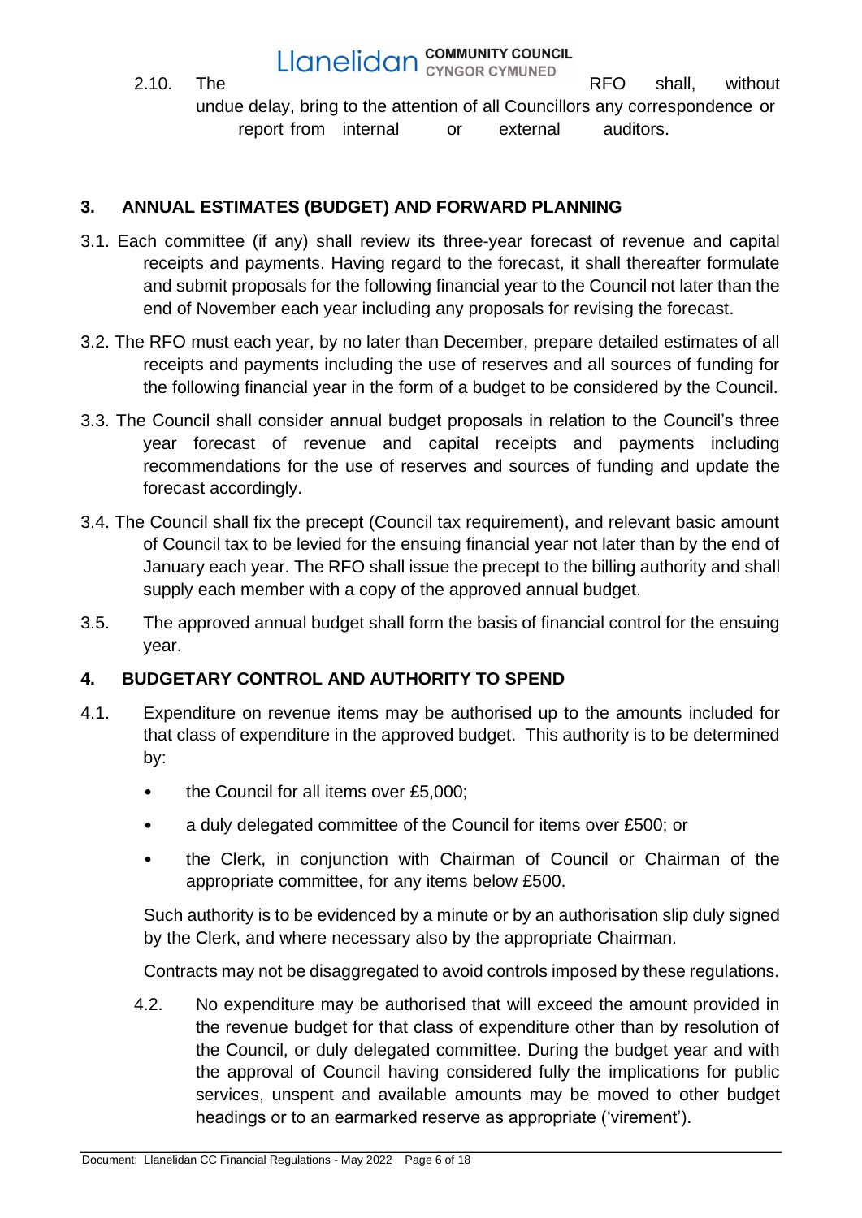2.10. The RFO shall, without undue delay, bring to the attention of all Councillors any correspondence or report from internal or external auditors.

## 3. ANNUAL ESTIMATES (BUDGET) AND FORWARD PLANNING

3.1. Each committee (if any) shall review its three-year forecast of revenue and capital receipts and payments. Having regard to the forecast, it shall thereafter formulate and submit proposals for the following financial year to the Council not later than the end of November each year including any proposals for revising the forecast.

3.2. The RFO must each year, by no later than December, prepare detailed estimates of all receipts and payments including the use of reserves and all sources of funding for the following financial year in the form of a budget to be considered by the Council.

3.3. The Council shall consider annual budget proposals in relation to the Council's three year forecast of revenue and capital receipts and payments including recommendations for the use of reserves and sources of funding and update the forecast accordingly.

3.4. The Council shall fix the precept (Council tax requirement), and relevant basic amount of Council tax to be levied for the ensuing financial year not later than by the end of January each year. The RFO shall issue the precept to the billing authority and shall supply each member with a copy of the approved annual budget.

3.5. The approved annual budget shall form the basis of financial control for the ensuing year.

## 4. BUDGETARY CONTROL AND AUTHORITY TO SPEND

4.1. Expenditure on revenue items may be authorised up to the amounts included for that class of expenditure in the approved budget. This authority is to be determined by:

- the Council for all items over £5,000;
- a duly delegated committee of the Council for items over £500; or
- the Clerk, in conjunction with Chairman of Council or Chairman of the appropriate committee, for any items below £500.

Such authority is to be evidenced by a minute or by an authorisation slip duly signed by the Clerk, and where necessary also by the appropriate Chairman.

Contracts may not be disaggregated to avoid controls imposed by these regulations.

4.2. No expenditure may be authorised that will exceed the amount provided in the revenue budget for that class of expenditure other than by resolution of the Council, or duly delegated committee. During the budget year and with the approval of Council having considered fully the implications for public services, unspent and available amounts may be moved to other budget headings or to an earmarked reserve as appropriate ('virement').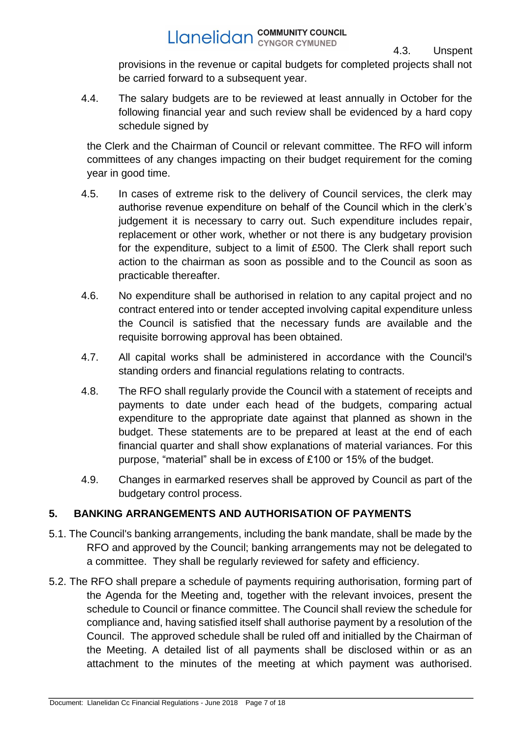4.3. Unspent provisions in the revenue or capital budgets for completed projects shall not be carried forward to a subsequent year.

4.4. The salary budgets are to be reviewed at least annually in October for the following financial year and such review shall be evidenced by a hard copy schedule signed by

the Clerk and the Chairman of Council or relevant committee. The RFO will inform committees of any changes impacting on their budget requirement for the coming year in good time.

4.5. In cases of extreme risk to the delivery of Council services, the clerk may authorise revenue expenditure on behalf of the Council which in the clerk's judgement it is necessary to carry out. Such expenditure includes repair, replacement or other work, whether or not there is any budgetary provision for the expenditure, subject to a limit of £500. The Clerk shall report such action to the chairman as soon as possible and to the Council as soon as practicable thereafter.

4.6. No expenditure shall be authorised in relation to any capital project and no contract entered into or tender accepted involving capital expenditure unless the Council is satisfied that the necessary funds are available and the requisite borrowing approval has been obtained.

4.7. All capital works shall be administered in accordance with the Council's standing orders and financial regulations relating to contracts.

4.8. The RFO shall regularly provide the Council with a statement of receipts and payments to date under each head of the budgets, comparing actual expenditure to the appropriate date against that planned as shown in the budget. These statements are to be prepared at least at the end of each financial quarter and shall show explanations of material variances. For this purpose, "material" shall be in excess of £100 or 15% of the budget.

4.9. Changes in earmarked reserves shall be approved by Council as part of the budgetary control process.

## 5. BANKING ARRANGEMENTS AND AUTHORISATION OF PAYMENTS

5.1. The Council's banking arrangements, including the bank mandate, shall be made by the RFO and approved by the Council; banking arrangements may not be delegated to a committee. They shall be regularly reviewed for safety and efficiency.

5.2. The RFO shall prepare a schedule of payments requiring authorisation, forming part of the Agenda for the Meeting and, together with the relevant invoices, present the schedule to Council or finance committee. The Council shall review the schedule for compliance and, having satisfied itself shall authorise payment by a resolution of the Council. The approved schedule shall be ruled off and initialled by the Chairman of the Meeting. A detailed list of all payments shall be disclosed within or as an attachment to the minutes of the meeting at which payment was authorised.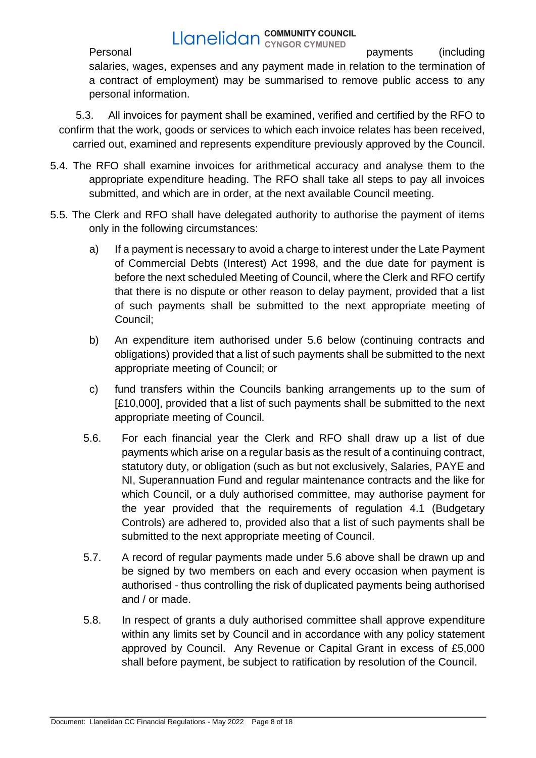Personal payments (including salaries, wages, expenses and any payment made in relation to the termination of a contract of employment) may be summarised to remove public access to any personal information.

5.3. All invoices for payment shall be examined, verified and certified by the RFO to confirm that the work, goods or services to which each invoice relates has been received, carried out, examined and represents expenditure previously approved by the Council.

5.4. The RFO shall examine invoices for arithmetical accuracy and analyse them to the appropriate expenditure heading. The RFO shall take all steps to pay all invoices submitted, and which are in order, at the next available Council meeting.

5.5. The Clerk and RFO shall have delegated authority to authorise the payment of items only in the following circumstances:

a) If a payment is necessary to avoid a charge to interest under the Late Payment of Commercial Debts (Interest) Act 1998, and the due date for payment is before the next scheduled Meeting of Council, where the Clerk and RFO certify that there is no dispute or other reason to delay payment, provided that a list of such payments shall be submitted to the next appropriate meeting of Council;

b) An expenditure item authorised under 5.6 below (continuing contracts and obligations) provided that a list of such payments shall be submitted to the next appropriate meeting of Council; or

c) fund transfers within the Councils banking arrangements up to the sum of [£10,000], provided that a list of such payments shall be submitted to the next appropriate meeting of Council.

5.6. For each financial year the Clerk and RFO shall draw up a list of due payments which arise on a regular basis as the result of a continuing contract, statutory duty, or obligation (such as but not exclusively, Salaries, PAYE and NI, Superannuation Fund and regular maintenance contracts and the like for which Council, or a duly authorised committee, may authorise payment for the year provided that the requirements of regulation 4.1 (Budgetary Controls) are adhered to, provided also that a list of such payments shall be submitted to the next appropriate meeting of Council.

5.7. A record of regular payments made under 5.6 above shall be drawn up and be signed by two members on each and every occasion when payment is authorised - thus controlling the risk of duplicated payments being authorised and / or made.

5.8. In respect of grants a duly authorised committee shall approve expenditure within any limits set by Council and in accordance with any policy statement approved by Council. Any Revenue or Capital Grant in excess of £5,000 shall before payment, be subject to ratification by resolution of the Council.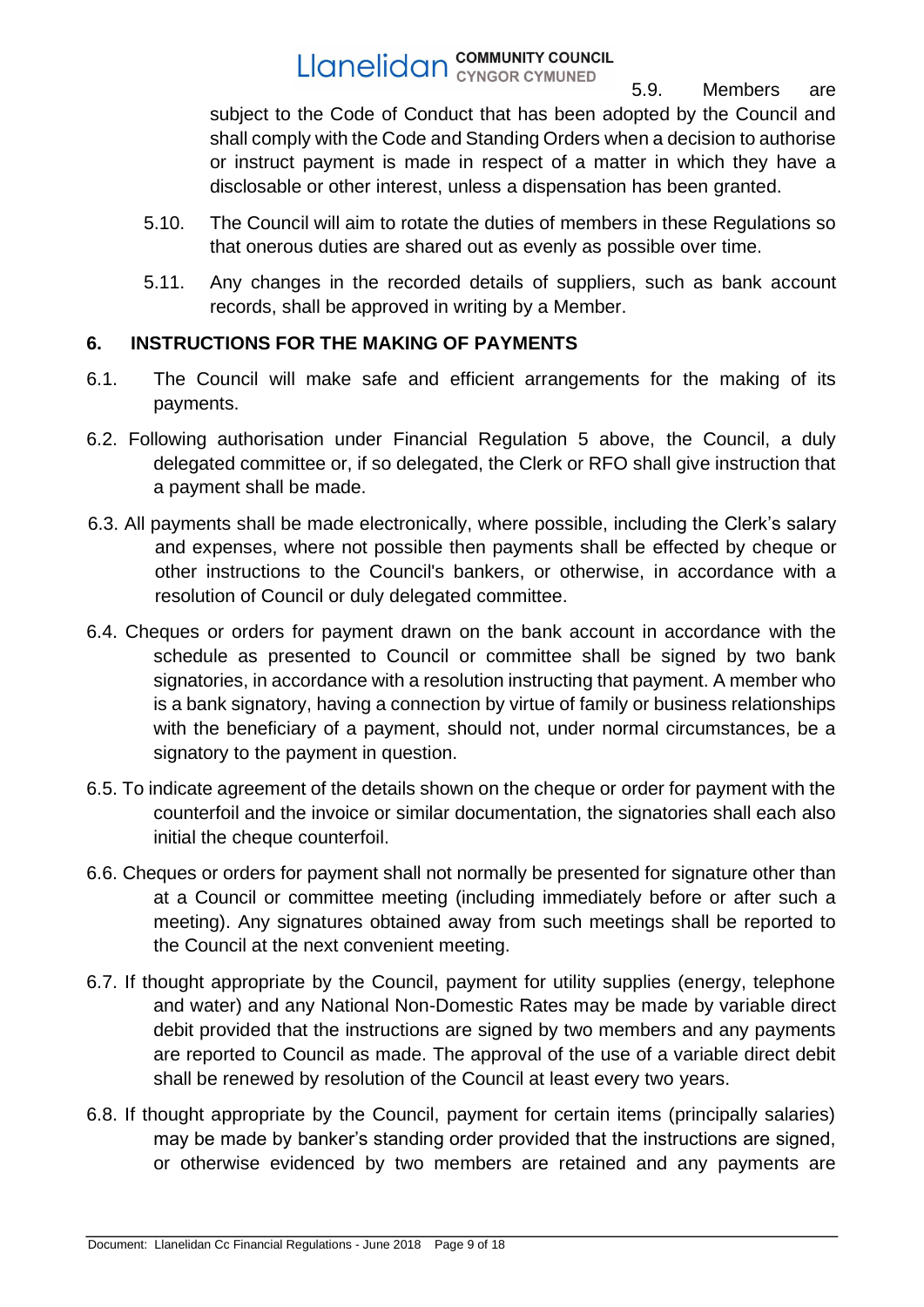5.9. Members are subject to the Code of Conduct that has been adopted by the Council and shall comply with the Code and Standing Orders when a decision to authorise or instruct payment is made in respect of a matter in which they have a disclosable or other interest, unless a dispensation has been granted.

5.10. The Council will aim to rotate the duties of members in these Regulations so that onerous duties are shared out as evenly as possible over time.

5.11. Any changes in the recorded details of suppliers, such as bank account records, shall be approved in writing by a Member.

## 6. INSTRUCTIONS FOR THE MAKING OF PAYMENTS

6.1. The Council will make safe and efficient arrangements for the making of its payments.

6.2. Following authorisation under Financial Regulation 5 above, the Council, a duly delegated committee or, if so delegated, the Clerk or RFO shall give instruction that a payment shall be made.

6.3. All payments shall be made electronically, where possible, including the Clerk's salary and expenses, where not possible then payments shall be effected by cheque or other instructions to the Council's bankers, or otherwise, in accordance with a resolution of Council or duly delegated committee.

6.4. Cheques or orders for payment drawn on the bank account in accordance with the schedule as presented to Council or committee shall be signed by two bank signatories, in accordance with a resolution instructing that payment. A member who is a bank signatory, having a connection by virtue of family or business relationships with the beneficiary of a payment, should not, under normal circumstances, be a signatory to the payment in question.

6.5. To indicate agreement of the details shown on the cheque or order for payment with the counterfoil and the invoice or similar documentation, the signatories shall each also initial the cheque counterfoil.

6.6. Cheques or orders for payment shall not normally be presented for signature other than at a Council or committee meeting (including immediately before or after such a meeting). Any signatures obtained away from such meetings shall be reported to the Council at the next convenient meeting.

6.7. If thought appropriate by the Council, payment for utility supplies (energy, telephone and water) and any National Non-Domestic Rates may be made by variable direct debit provided that the instructions are signed by two members and any payments are reported to Council as made. The approval of the use of a variable direct debit shall be renewed by resolution of the Council at least every two years.

6.8. If thought appropriate by the Council, payment for certain items (principally salaries) may be made by banker's standing order provided that the instructions are signed, or otherwise evidenced by two members are retained and any payments are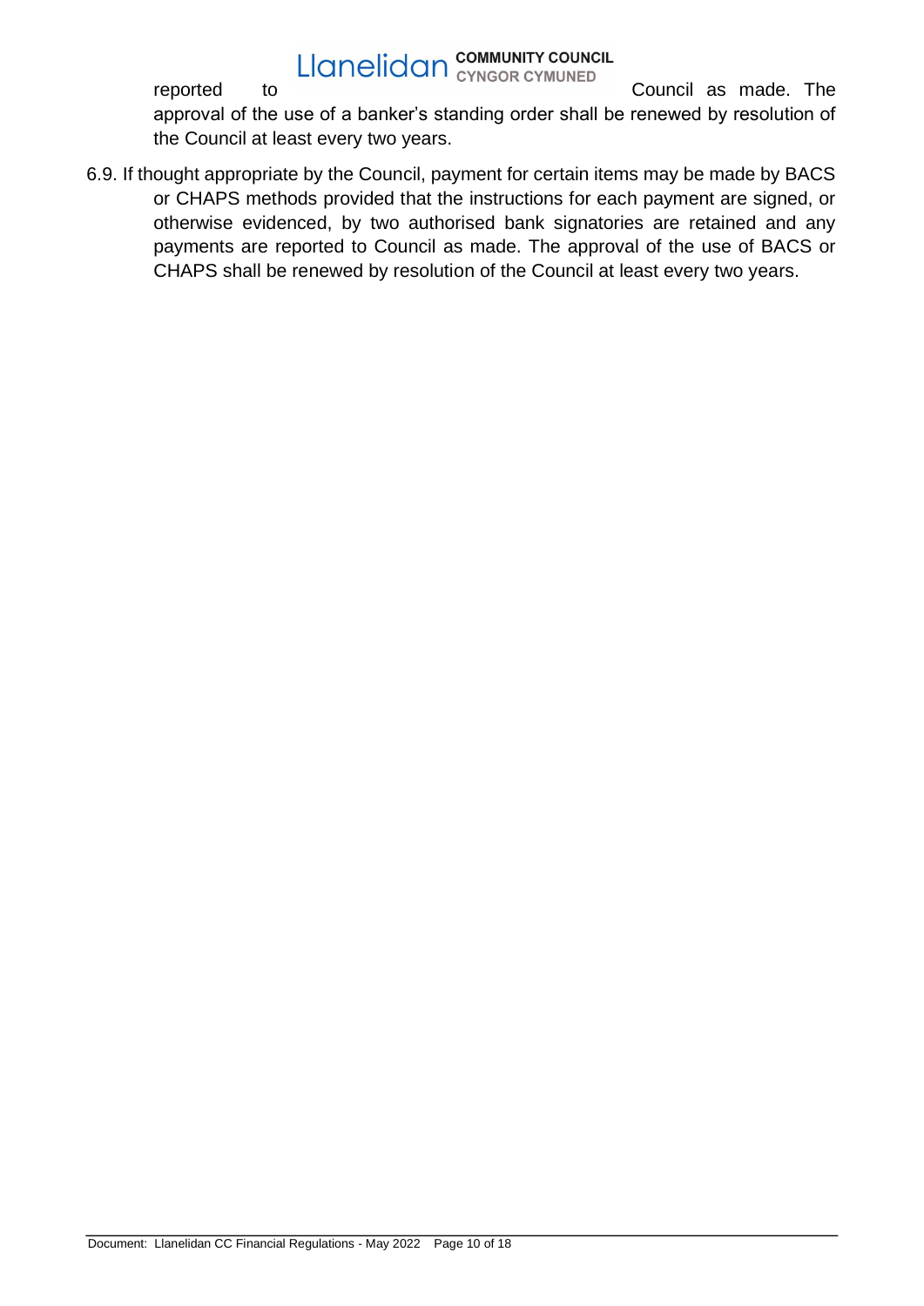reported to Council as made. The approval of the use of a banker's standing order shall be renewed by resolution of the Council at least every two years.

6.9. If thought appropriate by the Council, payment for certain items may be made by BACS or CHAPS methods provided that the instructions for each payment are signed, or otherwise evidenced, by two authorised bank signatories are retained and any payments are reported to Council as made. The approval of the use of BACS or CHAPS shall be renewed by resolution of the Council at least every two years.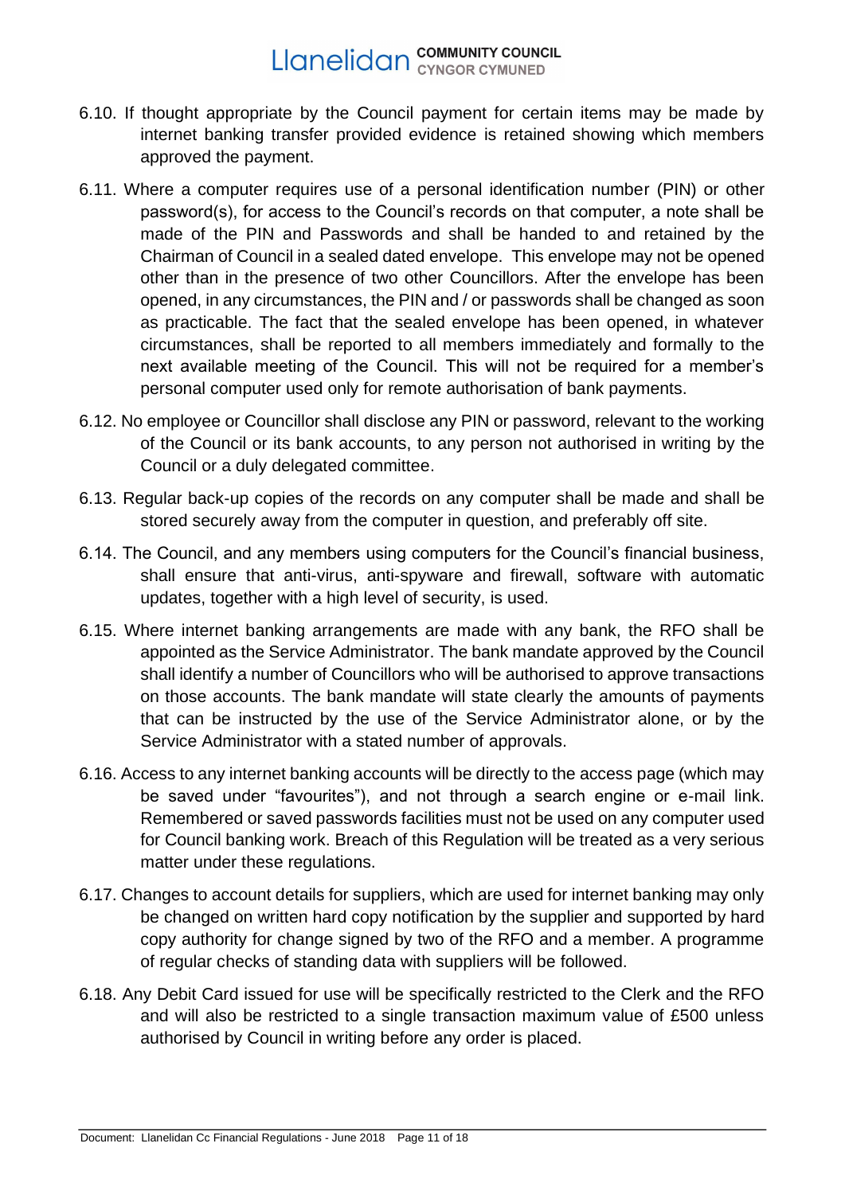6.10. If thought appropriate by the Council payment for certain items may be made by internet banking transfer provided evidence is retained showing which members approved the payment.

6.11. Where a computer requires use of a personal identification number (PIN) or other password(s), for access to the Council's records on that computer, a note shall be made of the PIN and Passwords and shall be handed to and retained by the Chairman of Council in a sealed dated envelope. This envelope may not be opened other than in the presence of two other Councillors. After the envelope has been opened, in any circumstances, the PIN and / or passwords shall be changed as soon as practicable. The fact that the sealed envelope has been opened, in whatever circumstances, shall be reported to all members immediately and formally to the next available meeting of the Council. This will not be required for a member's personal computer used only for remote authorisation of bank payments.

6.12. No employee or Councillor shall disclose any PIN or password, relevant to the working of the Council or its bank accounts, to any person not authorised in writing by the Council or a duly delegated committee.

6.13. Regular back-up copies of the records on any computer shall be made and shall be stored securely away from the computer in question, and preferably off site.

6.14. The Council, and any members using computers for the Council's financial business, shall ensure that anti-virus, anti-spyware and firewall, software with automatic updates, together with a high level of security, is used.

6.15. Where internet banking arrangements are made with any bank, the RFO shall be appointed as the Service Administrator. The bank mandate approved by the Council shall identify a number of Councillors who will be authorised to approve transactions on those accounts. The bank mandate will state clearly the amounts of payments that can be instructed by the use of the Service Administrator alone, or by the Service Administrator with a stated number of approvals.

6.16. Access to any internet banking accounts will be directly to the access page (which may be saved under "favourites"), and not through a search engine or e-mail link. Remembered or saved passwords facilities must not be used on any computer used for Council banking work. Breach of this Regulation will be treated as a very serious matter under these regulations.

6.17. Changes to account details for suppliers, which are used for internet banking may only be changed on written hard copy notification by the supplier and supported by hard copy authority for change signed by two of the RFO and a member. A programme of regular checks of standing data with suppliers will be followed.

6.18. Any Debit Card issued for use will be specifically restricted to the Clerk and the RFO and will also be restricted to a single transaction maximum value of £500 unless authorised by Council in writing before any order is placed.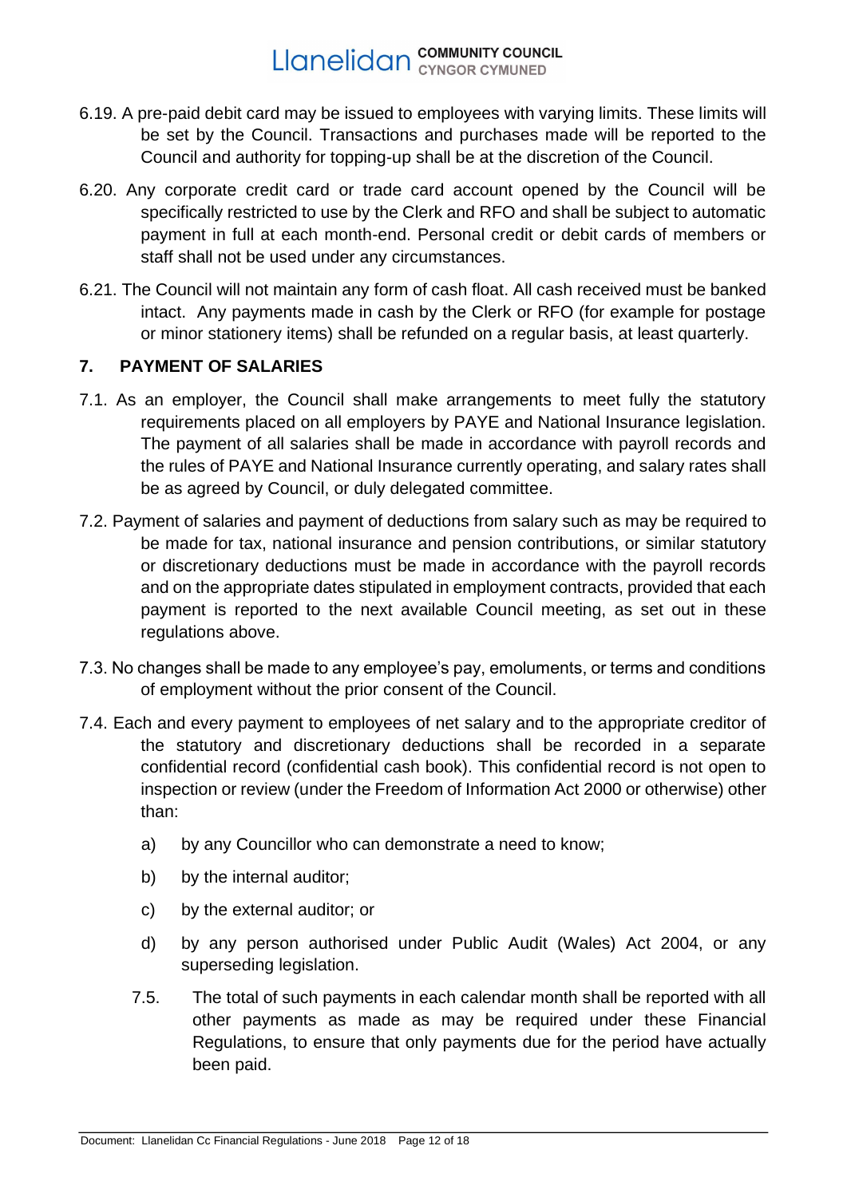6.19. A pre-paid debit card may be issued to employees with varying limits. These limits will be set by the Council. Transactions and purchases made will be reported to the Council and authority for topping-up shall be at the discretion of the Council.

6.20. Any corporate credit card or trade card account opened by the Council will be specifically restricted to use by the Clerk and RFO and shall be subject to automatic payment in full at each month-end. Personal credit or debit cards of members or staff shall not be used under any circumstances.

6.21. The Council will not maintain any form of cash float. All cash received must be banked intact. Any payments made in cash by the Clerk or RFO (for example for postage or minor stationery items) shall be refunded on a regular basis, at least quarterly.

## 7. PAYMENT OF SALARIES

7.1. As an employer, the Council shall make arrangements to meet fully the statutory requirements placed on all employers by PAYE and National Insurance legislation. The payment of all salaries shall be made in accordance with payroll records and the rules of PAYE and National Insurance currently operating, and salary rates shall be as agreed by Council, or duly delegated committee.

7.2. Payment of salaries and payment of deductions from salary such as may be required to be made for tax, national insurance and pension contributions, or similar statutory or discretionary deductions must be made in accordance with the payroll records and on the appropriate dates stipulated in employment contracts, provided that each payment is reported to the next available Council meeting, as set out in these regulations above.

7.3. No changes shall be made to any employee's pay, emoluments, or terms and conditions of employment without the prior consent of the Council.

7.4. Each and every payment to employees of net salary and to the appropriate creditor of the statutory and discretionary deductions shall be recorded in a separate confidential record (confidential cash book). This confidential record is not open to inspection or review (under the Freedom of Information Act 2000 or otherwise) other than:

a) by any Councillor who can demonstrate a need to know;

b) by the internal auditor;

c) by the external auditor; or

d) by any person authorised under Public Audit (Wales) Act 2004, or any superseding legislation.

7.5. The total of such payments in each calendar month shall be reported with all other payments as made as may be required under these Financial Regulations, to ensure that only payments due for the period have actually been paid.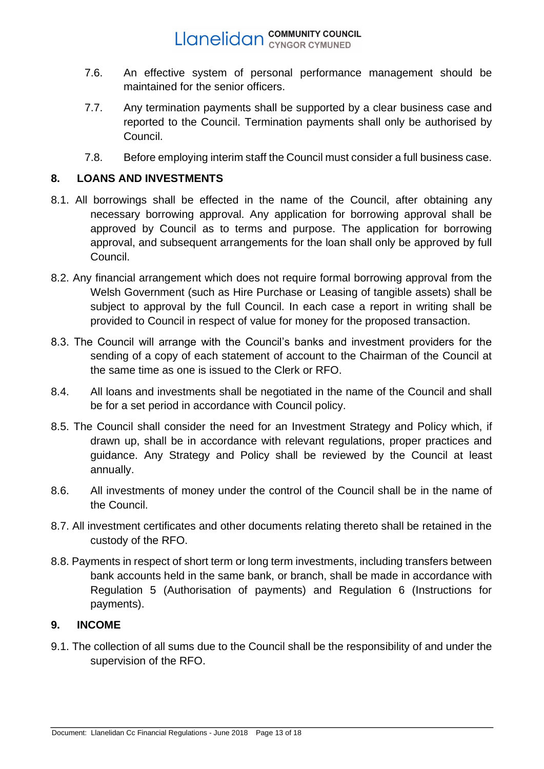7.6. An effective system of personal performance management should be maintained for the senior officers.

7.7. Any termination payments shall be supported by a clear business case and reported to the Council. Termination payments shall only be authorised by Council.

7.8. Before employing interim staff the Council must consider a full business case.

## 8. LOANS AND INVESTMENTS

8.1. All borrowings shall be effected in the name of the Council, after obtaining any necessary borrowing approval. Any application for borrowing approval shall be approved by Council as to terms and purpose. The application for borrowing approval, and subsequent arrangements for the loan shall only be approved by full Council.

8.2. Any financial arrangement which does not require formal borrowing approval from the Welsh Government (such as Hire Purchase or Leasing of tangible assets) shall be subject to approval by the full Council. In each case a report in writing shall be provided to Council in respect of value for money for the proposed transaction.

8.3. The Council will arrange with the Council's banks and investment providers for the sending of a copy of each statement of account to the Chairman of the Council at the same time as one is issued to the Clerk or RFO.

8.4. All loans and investments shall be negotiated in the name of the Council and shall be for a set period in accordance with Council policy.

8.5. The Council shall consider the need for an Investment Strategy and Policy which, if drawn up, shall be in accordance with relevant regulations, proper practices and guidance. Any Strategy and Policy shall be reviewed by the Council at least annually.

8.6. All investments of money under the control of the Council shall be in the name of the Council.

8.7. All investment certificates and other documents relating thereto shall be retained in the custody of the RFO.

8.8. Payments in respect of short term or long term investments, including transfers between bank accounts held in the same bank, or branch, shall be made in accordance with Regulation 5 (Authorisation of payments) and Regulation 6 (Instructions for payments).

## 9. INCOME

9.1. The collection of all sums due to the Council shall be the responsibility of and under the supervision of the RFO.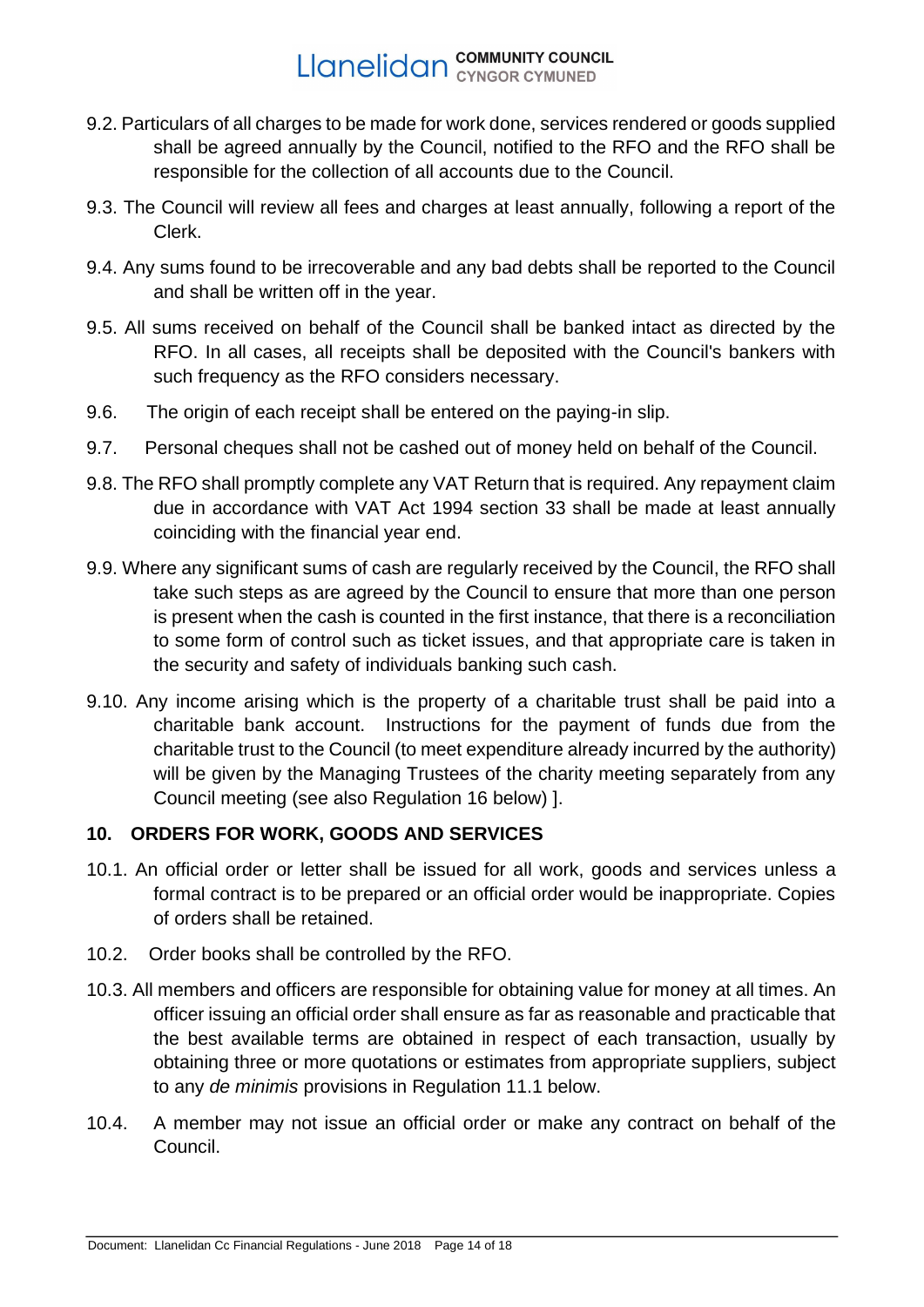9.2. Particulars of all charges to be made for work done, services rendered or goods supplied shall be agreed annually by the Council, notified to the RFO and the RFO shall be responsible for the collection of all accounts due to the Council.

9.3. The Council will review all fees and charges at least annually, following a report of the Clerk.

9.4. Any sums found to be irrecoverable and any bad debts shall be reported to the Council and shall be written off in the year.

9.5. All sums received on behalf of the Council shall be banked intact as directed by the RFO. In all cases, all receipts shall be deposited with the Council's bankers with such frequency as the RFO considers necessary.

9.6. The origin of each receipt shall be entered on the paying-in slip.

9.7. Personal cheques shall not be cashed out of money held on behalf of the Council.

9.8. The RFO shall promptly complete any VAT Return that is required. Any repayment claim due in accordance with VAT Act 1994 section 33 shall be made at least annually coinciding with the financial year end.

9.9. Where any significant sums of cash are regularly received by the Council, the RFO shall take such steps as are agreed by the Council to ensure that more than one person is present when the cash is counted in the first instance, that there is a reconciliation to some form of control such as ticket issues, and that appropriate care is taken in the security and safety of individuals banking such cash.

9.10. Any income arising which is the property of a charitable trust shall be paid into a charitable bank account. Instructions for the payment of funds due from the charitable trust to the Council (to meet expenditure already incurred by the authority) will be given by the Managing Trustees of the charity meeting separately from any Council meeting (see also Regulation 16 below) ].

## 10. ORDERS FOR WORK, GOODS AND SERVICES

10.1. An official order or letter shall be issued for all work, goods and services unless a formal contract is to be prepared or an official order would be inappropriate. Copies of orders shall be retained.

10.2. Order books shall be controlled by the RFO.

10.3. All members and officers are responsible for obtaining value for money at all times. An officer issuing an official order shall ensure as far as reasonable and practicable that the best available terms are obtained in respect of each transaction, usually by obtaining three or more quotations or estimates from appropriate suppliers, subject to any *de minimis* provisions in Regulation 11.1 below.

10.4. A member may not issue an official order or make any contract on behalf of the Council.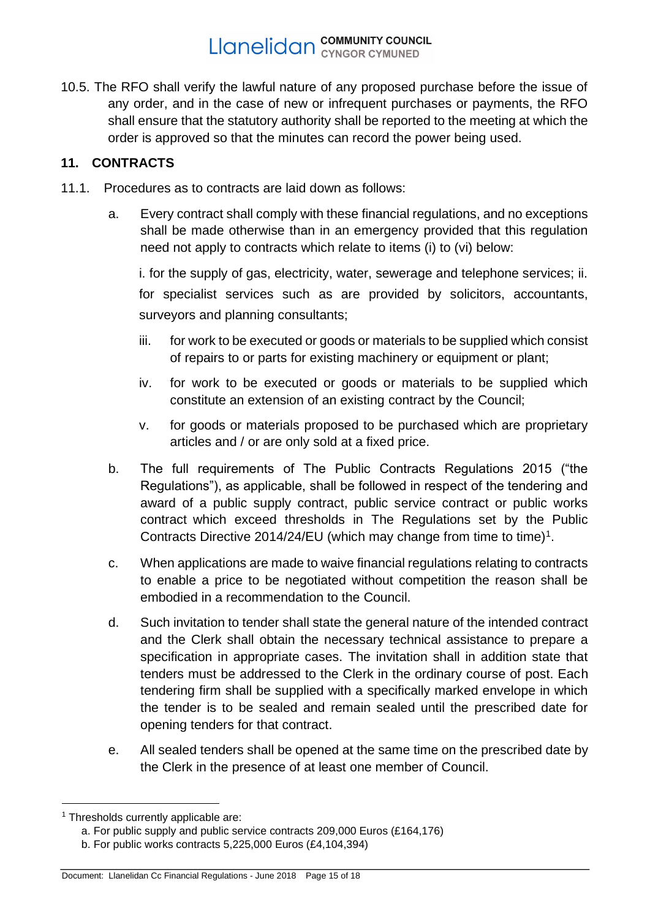10.5. The RFO shall verify the lawful nature of any proposed purchase before the issue of any order, and in the case of new or infrequent purchases or payments, the RFO shall ensure that the statutory authority shall be reported to the meeting at which the order is approved so that the minutes can record the power being used.

## 11. CONTRACTS

11.1. Procedures as to contracts are laid down as follows:

a. Every contract shall comply with these financial regulations, and no exceptions shall be made otherwise than in an emergency provided that this regulation need not apply to contracts which relate to items (i) to (vi) below:

i. for the supply of gas, electricity, water, sewerage and telephone services; ii. for specialist services such as are provided by solicitors, accountants, surveyors and planning consultants;

iii. for work to be executed or goods or materials to be supplied which consist of repairs to or parts for existing machinery or equipment or plant;

iv. for work to be executed or goods or materials to be supplied which constitute an extension of an existing contract by the Council;

v. for goods or materials proposed to be purchased which are proprietary articles and / or are only sold at a fixed price.

b. The full requirements of The Public Contracts Regulations 2015 ("the Regulations"), as applicable, shall be followed in respect of the tendering and award of a public supply contract, public service contract or public works contract which exceed thresholds in The Regulations set by the Public Contracts Directive 2014/24/EU (which may change from time to time)[1].

c. When applications are made to waive financial regulations relating to contracts to enable a price to be negotiated without competition the reason shall be embodied in a recommendation to the Council.

d. Such invitation to tender shall state the general nature of the intended contract and the Clerk shall obtain the necessary technical assistance to prepare a specification in appropriate cases. The invitation shall in addition state that tenders must be addressed to the Clerk in the ordinary course of post. Each tendering firm shall be supplied with a specifically marked envelope in which the tender is to be sealed and remain sealed until the prescribed date for opening tenders for that contract.

e. All sealed tenders shall be opened at the same time on the prescribed date by the Clerk in the presence of at least one member of Council.

---

[1] Thresholds currently applicable are:

a. For public supply and public service contracts 209,000 Euros (£164,176)

b. For public works contracts 5,225,000 Euros (£4,104,394)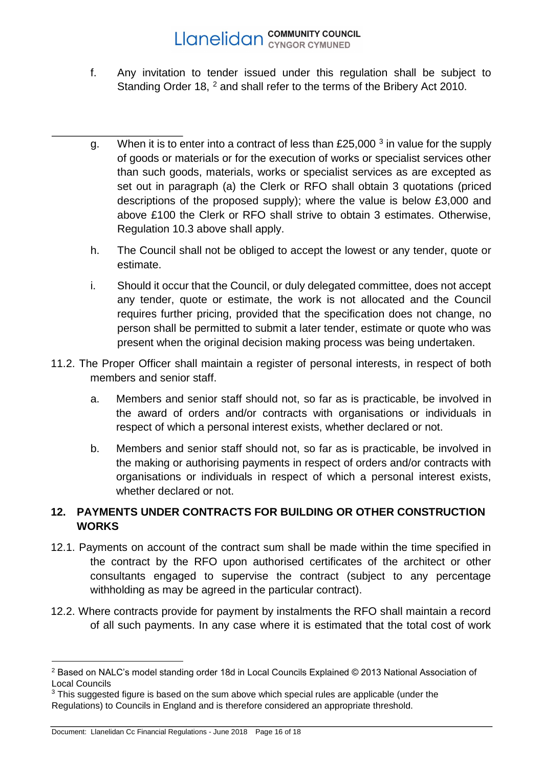f. Any invitation to tender issued under this regulation shall be subject to Standing Order 18, [2] and shall refer to the terms of the Bribery Act 2010.

g. When it is to enter into a contract of less than £25,000 [3] in value for the supply of goods or materials or for the execution of works or specialist services other than such goods, materials, works or specialist services as are excepted as set out in paragraph (a) the Clerk or RFO shall obtain 3 quotations (priced descriptions of the proposed supply); where the value is below £3,000 and above £100 the Clerk or RFO shall strive to obtain 3 estimates. Otherwise, Regulation 10.3 above shall apply.

h. The Council shall not be obliged to accept the lowest or any tender, quote or estimate.

i. Should it occur that the Council, or duly delegated committee, does not accept any tender, quote or estimate, the work is not allocated and the Council requires further pricing, provided that the specification does not change, no person shall be permitted to submit a later tender, estimate or quote who was present when the original decision making process was being undertaken.

11.2. The Proper Officer shall maintain a register of personal interests, in respect of both members and senior staff.

a. Members and senior staff should not, so far as is practicable, be involved in the award of orders and/or contracts with organisations or individuals in respect of which a personal interest exists, whether declared or not.

b. Members and senior staff should not, so far as is practicable, be involved in the making or authorising payments in respect of orders and/or contracts with organisations or individuals in respect of which a personal interest exists, whether declared or not.

## 12. PAYMENTS UNDER CONTRACTS FOR BUILDING OR OTHER CONSTRUCTION WORKS

12.1. Payments on account of the contract sum shall be made within the time specified in the contract by the RFO upon authorised certificates of the architect or other consultants engaged to supervise the contract (subject to any percentage withholding as may be agreed in the particular contract).

12.2. Where contracts provide for payment by instalments the RFO shall maintain a record of all such payments. In any case where it is estimated that the total cost of work

[2] Based on NALC's model standing order 18d in Local Councils Explained © 2013 National Association of Local Councils

[3] This suggested figure is based on the sum above which special rules are applicable (under the Regulations) to Councils in England and is therefore considered an appropriate threshold.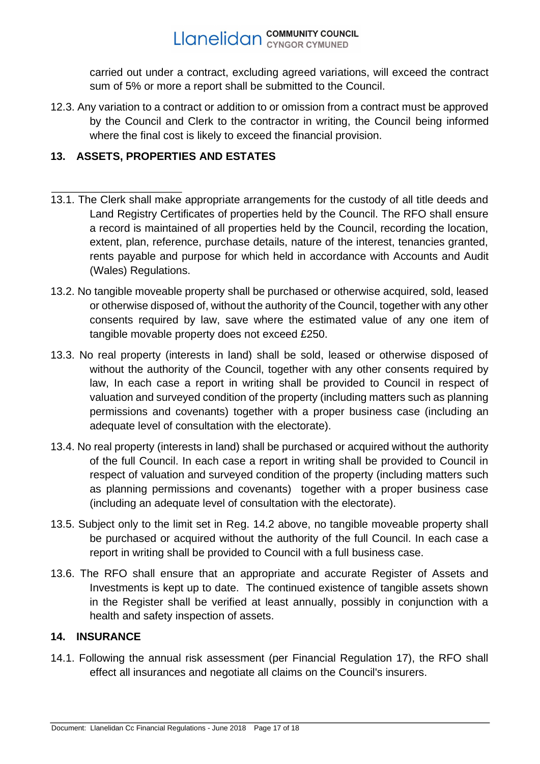carried out under a contract, excluding agreed variations, will exceed the contract sum of 5% or more a report shall be submitted to the Council.

12.3. Any variation to a contract or addition to or omission from a contract must be approved by the Council and Clerk to the contractor in writing, the Council being informed where the final cost is likely to exceed the financial provision.

## 13. ASSETS, PROPERTIES AND ESTATES

13.1. The Clerk shall make appropriate arrangements for the custody of all title deeds and Land Registry Certificates of properties held by the Council. The RFO shall ensure a record is maintained of all properties held by the Council, recording the location, extent, plan, reference, purchase details, nature of the interest, tenancies granted, rents payable and purpose for which held in accordance with Accounts and Audit (Wales) Regulations.

13.2. No tangible moveable property shall be purchased or otherwise acquired, sold, leased or otherwise disposed of, without the authority of the Council, together with any other consents required by law, save where the estimated value of any one item of tangible movable property does not exceed £250.

13.3. No real property (interests in land) shall be sold, leased or otherwise disposed of without the authority of the Council, together with any other consents required by law, In each case a report in writing shall be provided to Council in respect of valuation and surveyed condition of the property (including matters such as planning permissions and covenants) together with a proper business case (including an adequate level of consultation with the electorate).

13.4. No real property (interests in land) shall be purchased or acquired without the authority of the full Council. In each case a report in writing shall be provided to Council in respect of valuation and surveyed condition of the property (including matters such as planning permissions and covenants) together with a proper business case (including an adequate level of consultation with the electorate).

13.5. Subject only to the limit set in Reg. 14.2 above, no tangible moveable property shall be purchased or acquired without the authority of the full Council. In each case a report in writing shall be provided to Council with a full business case.

13.6. The RFO shall ensure that an appropriate and accurate Register of Assets and Investments is kept up to date. The continued existence of tangible assets shown in the Register shall be verified at least annually, possibly in conjunction with a health and safety inspection of assets.

## 14. INSURANCE

14.1. Following the annual risk assessment (per Financial Regulation 17), the RFO shall effect all insurances and negotiate all claims on the Council's insurers.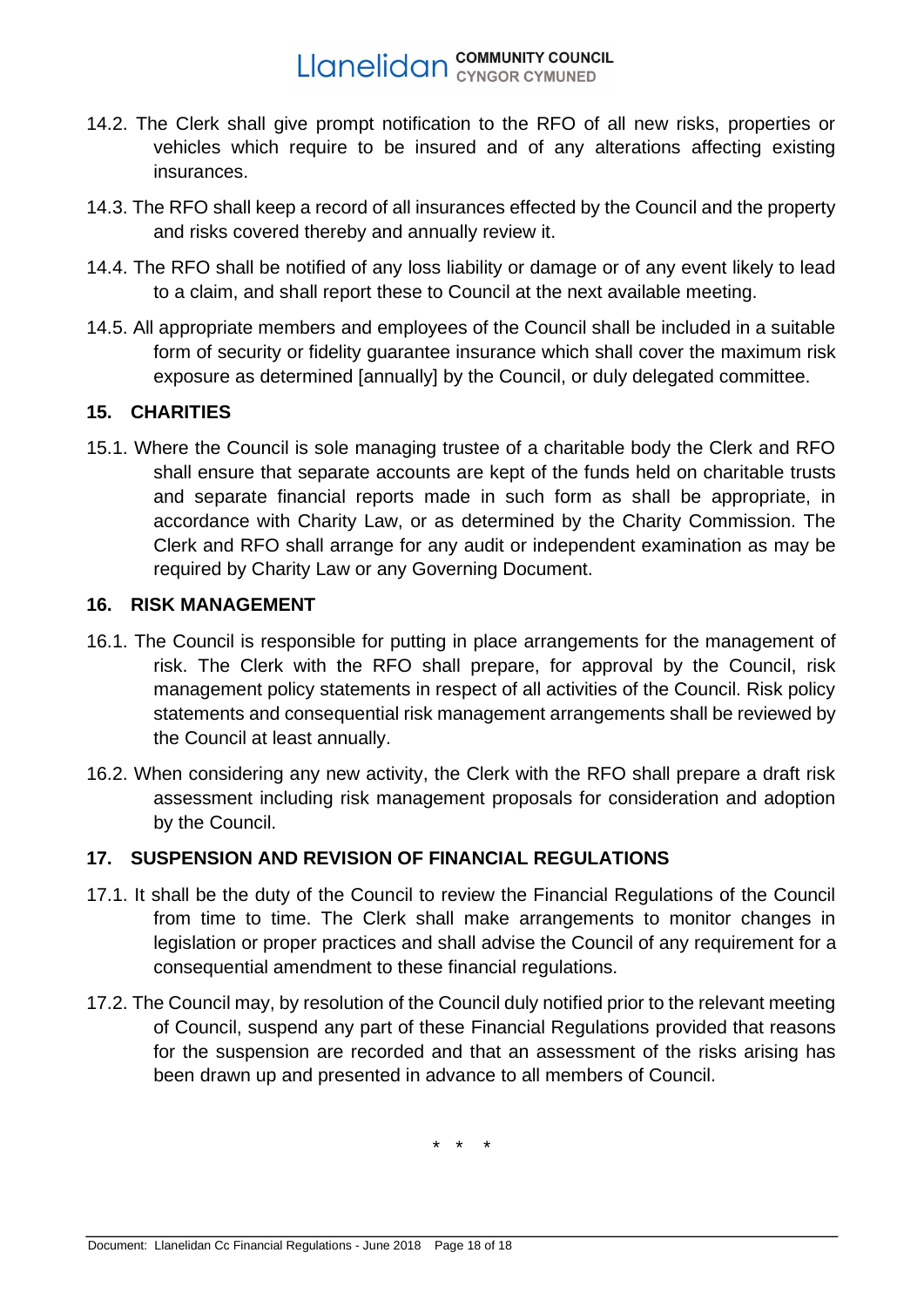14.2. The Clerk shall give prompt notification to the RFO of all new risks, properties or vehicles which require to be insured and of any alterations affecting existing insurances.

14.3. The RFO shall keep a record of all insurances effected by the Council and the property and risks covered thereby and annually review it.

14.4. The RFO shall be notified of any loss liability or damage or of any event likely to lead to a claim, and shall report these to Council at the next available meeting.

14.5. All appropriate members and employees of the Council shall be included in a suitable form of security or fidelity guarantee insurance which shall cover the maximum risk exposure as determined [annually] by the Council, or duly delegated committee.

## 15. CHARITIES

15.1. Where the Council is sole managing trustee of a charitable body the Clerk and RFO shall ensure that separate accounts are kept of the funds held on charitable trusts and separate financial reports made in such form as shall be appropriate, in accordance with Charity Law, or as determined by the Charity Commission. The Clerk and RFO shall arrange for any audit or independent examination as may be required by Charity Law or any Governing Document.

## 16. RISK MANAGEMENT

16.1. The Council is responsible for putting in place arrangements for the management of risk. The Clerk with the RFO shall prepare, for approval by the Council, risk management policy statements in respect of all activities of the Council. Risk policy statements and consequential risk management arrangements shall be reviewed by the Council at least annually.

16.2. When considering any new activity, the Clerk with the RFO shall prepare a draft risk assessment including risk management proposals for consideration and adoption by the Council.

## 17. SUSPENSION AND REVISION OF FINANCIAL REGULATIONS

17.1. It shall be the duty of the Council to review the Financial Regulations of the Council from time to time. The Clerk shall make arrangements to monitor changes in legislation or proper practices and shall advise the Council of any requirement for a consequential amendment to these financial regulations.

17.2. The Council may, by resolution of the Council duly notified prior to the relevant meeting of Council, suspend any part of these Financial Regulations provided that reasons for the suspension are recorded and that an assessment of the risks arising has been drawn up and presented in advance to all members of Council.

\* \* \*